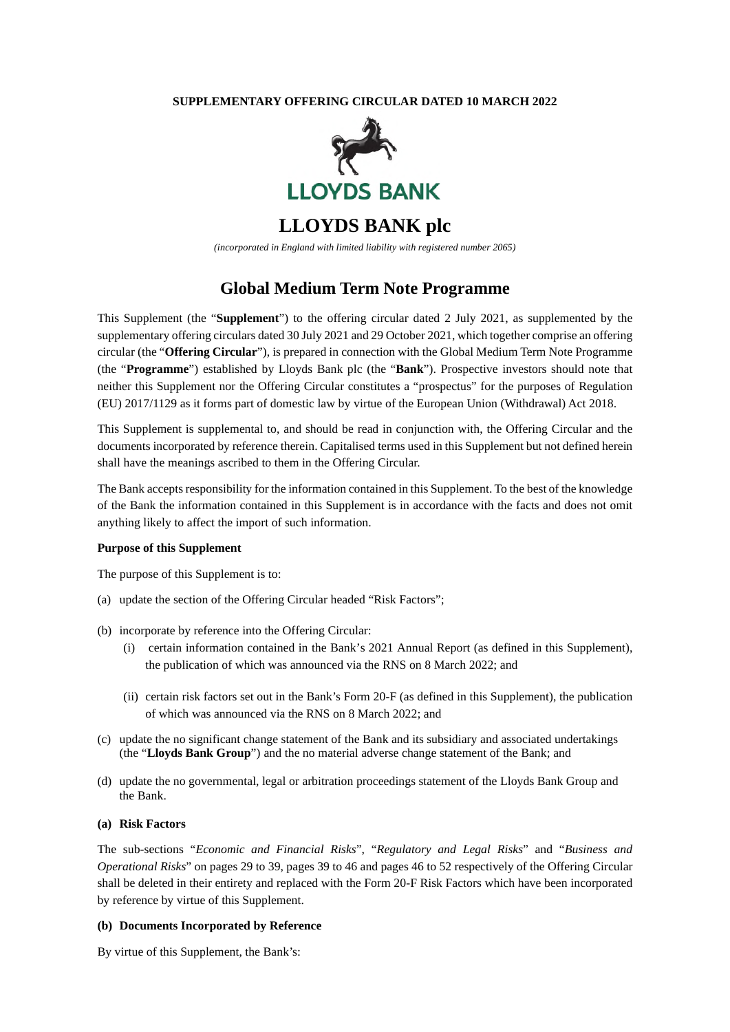**SUPPLEMENTARY OFFERING CIRCULAR DATED 10 MARCH 2022**

LLOYDS BANK

# LLOYDS BANK plc

*(incorporated in England with limited liability with registered number 2065)*

## Global Medium Term Note Programme

This Supplement (the "**Supplement**") to the offering circular dated 2 July 2021, as supplemented by the supplementary offering circulars dated 30 July 2021 and 29 October 2021, which together comprise an offering circular (the "**Offering Circular**"), is prepared in connection with the Global Medium Term Note Programme (the "**Programme**") established by Lloyds Bank plc (the "**Bank**"). Prospective investors should note that neither this Supplement nor the Offering Circular constitutes a "prospectus" for the purposes of Regulation (EU) 2017/1129 as it forms part of domestic law by virtue of the European Union (Withdrawal) Act 2018.

This Supplement is supplemental to, and should be read in conjunction with, the Offering Circular and the documents incorporated by reference therein. Capitalised terms used in this Supplement but not defined herein shall have the meanings ascribed to them in the Offering Circular.

The Bank accepts responsibility for the information contained in this Supplement. To the best of the knowledge of the Bank the information contained in this Supplement is in accordance with the facts and does not omit anything likely to affect the import of such information.

**Purpose of this Supplement**

The purpose of this Supplement is to:

(a) update the section of the Offering Circular headed "Risk Factors";

(b) incorporate by reference into the Offering Circular:

   (i) certain information contained in the Bank's 2021 Annual Report (as defined in this Supplement), the publication of which was announced via the RNS on 8 March 2022; and

   (ii) certain risk factors set out in the Bank's Form 20-F (as defined in this Supplement), the publication of which was announced via the RNS on 8 March 2022; and

(c) update the no significant change statement of the Bank and its subsidiary and associated undertakings (the "**Lloyds Bank Group**") and the no material adverse change statement of the Bank; and

(d) update the no governmental, legal or arbitration proceedings statement of the Lloyds Bank Group and the Bank.

**(a) Risk Factors**

The sub-sections "*Economic and Financial Risks*", "*Regulatory and Legal Risks*" and "*Business and Operational Risks*" on pages 29 to 39, pages 39 to 46 and pages 46 to 52 respectively of the Offering Circular shall be deleted in their entirety and replaced with the Form 20-F Risk Factors which have been incorporated by reference by virtue of this Supplement.

**(b) Documents Incorporated by Reference**

By virtue of this Supplement, the Bank's: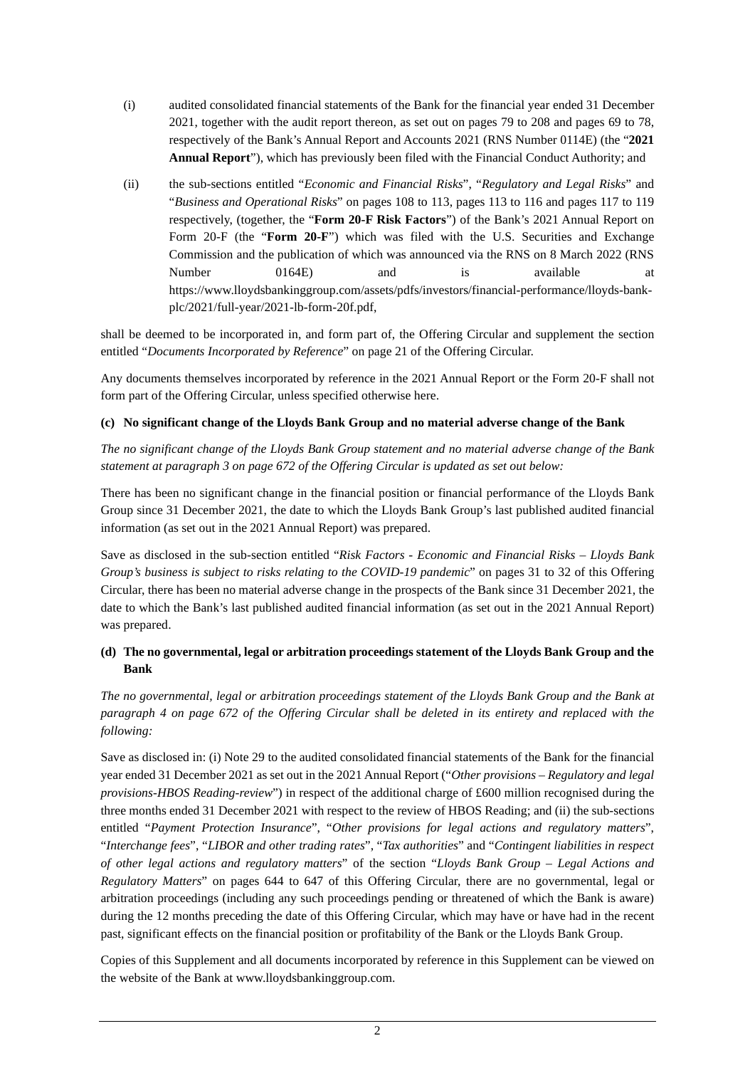(i) audited consolidated financial statements of the Bank for the financial year ended 31 December 2021, together with the audit report thereon, as set out on pages 79 to 208 and pages 69 to 78, respectively of the Bank's Annual Report and Accounts 2021 (RNS Number 0114E) (the "**2021 Annual Report**"), which has previously been filed with the Financial Conduct Authority; and

(ii) the sub-sections entitled "*Economic and Financial Risks*", "*Regulatory and Legal Risks*" and "*Business and Operational Risks*" on pages 108 to 113, pages 113 to 116 and pages 117 to 119 respectively, (together, the "**Form 20-F Risk Factors**") of the Bank's 2021 Annual Report on Form 20-F (the "**Form 20-F**") which was filed with the U.S. Securities and Exchange Commission and the publication of which was announced via the RNS on 8 March 2022 (RNS Number 0164E) and is available at https://www.lloydsbankinggroup.com/assets/pdfs/investors/financial-performance/lloyds-bank-plc/2021/full-year/2021-lb-form-20f.pdf,

shall be deemed to be incorporated in, and form part of, the Offering Circular and supplement the section entitled "*Documents Incorporated by Reference*" on page 21 of the Offering Circular.

Any documents themselves incorporated by reference in the 2021 Annual Report or the Form 20-F shall not form part of the Offering Circular, unless specified otherwise here.

**(c) No significant change of the Lloyds Bank Group and no material adverse change of the Bank**

*The no significant change of the Lloyds Bank Group statement and no material adverse change of the Bank statement at paragraph 3 on page 672 of the Offering Circular is updated as set out below:*

There has been no significant change in the financial position or financial performance of the Lloyds Bank Group since 31 December 2021, the date to which the Lloyds Bank Group's last published audited financial information (as set out in the 2021 Annual Report) was prepared.

Save as disclosed in the sub-section entitled "*Risk Factors - Economic and Financial Risks – Lloyds Bank Group's business is subject to risks relating to the COVID-19 pandemic*" on pages 31 to 32 of this Offering Circular, there has been no material adverse change in the prospects of the Bank since 31 December 2021, the date to which the Bank's last published audited financial information (as set out in the 2021 Annual Report) was prepared.

**(d) The no governmental, legal or arbitration proceedings statement of the Lloyds Bank Group and the Bank**

*The no governmental, legal or arbitration proceedings statement of the Lloyds Bank Group and the Bank at paragraph 4 on page 672 of the Offering Circular shall be deleted in its entirety and replaced with the following:*

Save as disclosed in: (i) Note 29 to the audited consolidated financial statements of the Bank for the financial year ended 31 December 2021 as set out in the 2021 Annual Report ("*Other provisions – Regulatory and legal provisions-HBOS Reading-review*") in respect of the additional charge of £600 million recognised during the three months ended 31 December 2021 with respect to the review of HBOS Reading; and (ii) the sub-sections entitled "*Payment Protection Insurance*", "*Other provisions for legal actions and regulatory matters*", "*Interchange fees*", "*LIBOR and other trading rates*", "*Tax authorities*" and "*Contingent liabilities in respect of other legal actions and regulatory matters*" of the section "*Lloyds Bank Group – Legal Actions and Regulatory Matters*" on pages 644 to 647 of this Offering Circular, there are no governmental, legal or arbitration proceedings (including any such proceedings pending or threatened of which the Bank is aware) during the 12 months preceding the date of this Offering Circular, which may have or have had in the recent past, significant effects on the financial position or profitability of the Bank or the Lloyds Bank Group.

Copies of this Supplement and all documents incorporated by reference in this Supplement can be viewed on the website of the Bank at www.lloydsbankinggroup.com.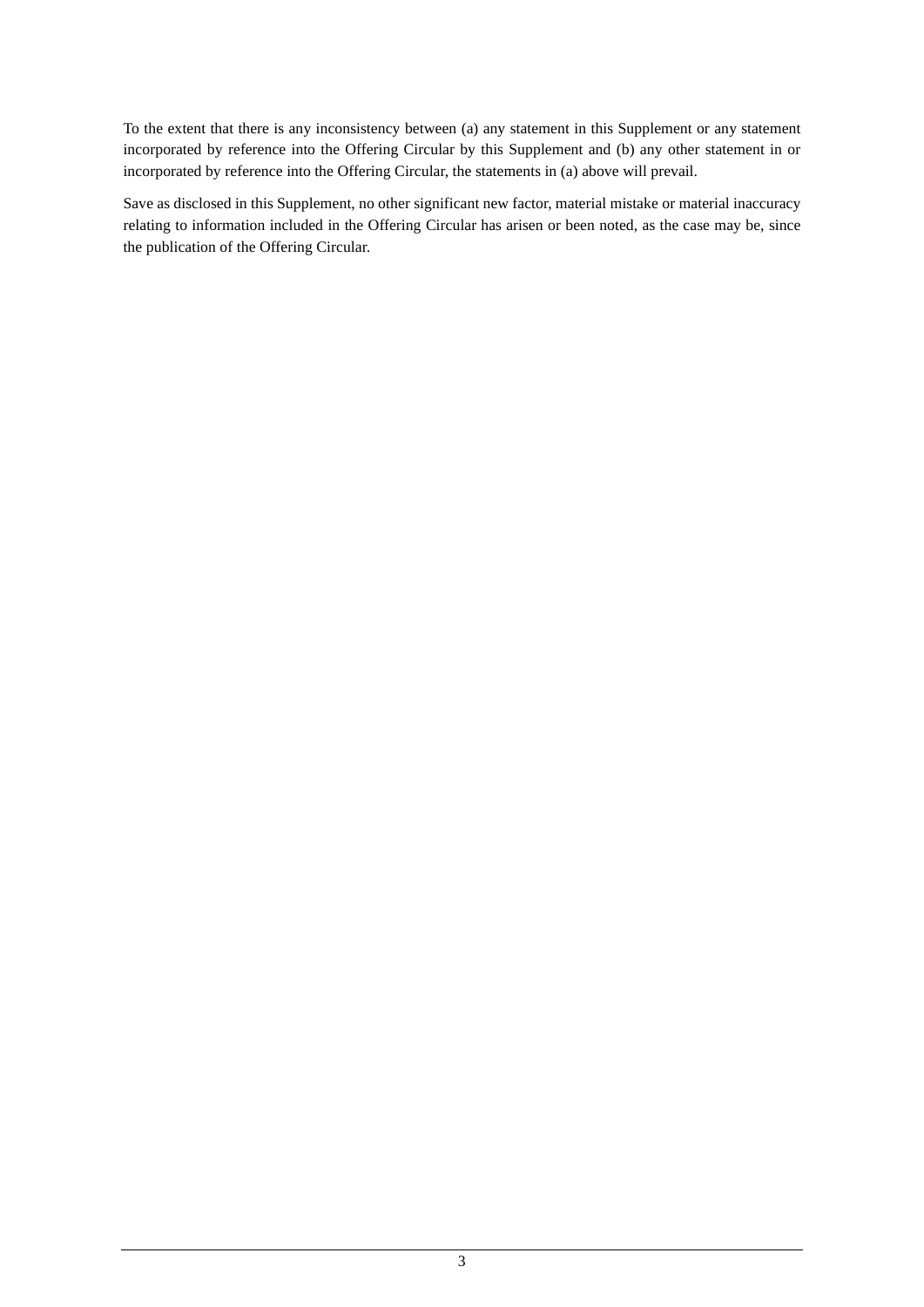To the extent that there is any inconsistency between (a) any statement in this Supplement or any statement incorporated by reference into the Offering Circular by this Supplement and (b) any other statement in or incorporated by reference into the Offering Circular, the statements in (a) above will prevail.

Save as disclosed in this Supplement, no other significant new factor, material mistake or material inaccuracy relating to information included in the Offering Circular has arisen or been noted, as the case may be, since the publication of the Offering Circular.